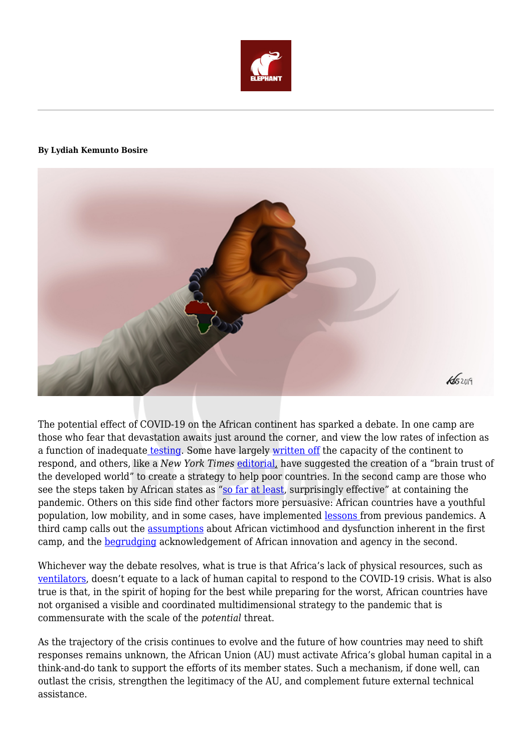**By Lydiah Kemunto Bosire**

The potential effect of COVID-19 on the African continent has sparked a debate. In one camp are those who fear that devastation awaits just around the corner, and view the low rates of infection as a function of inadequate testing. Some have largely written off the capacity of the continent to respond, and others, like a *New York Times* editorial, have suggested the creation of a "brain trust of the developed world" to create a strategy to help poor countries. In the second camp are those who see the steps taken by African states as "so far at least, surprisingly effective" at containing the pandemic. Others on this side find other factors more persuasive: African countries have a youthful population, low mobility, and in some cases, have implemented lessons from previous pandemics. A third camp calls out the assumptions about African victimhood and dysfunction inherent in the first camp, and the begrudging acknowledgement of African innovation and agency in the second.

Whichever way the debate resolves, what is true is that Africa's lack of physical resources, such as ventilators, doesn't equate to a lack of human capital to respond to the COVID-19 crisis. What is also true is that, in the spirit of hoping for the best while preparing for the worst, African countries have not organised a visible and coordinated multidimensional strategy to the pandemic that is commensurate with the scale of the *potential* threat.

As the trajectory of the crisis continues to evolve and the future of how countries may need to shift responses remains unknown, the African Union (AU) must activate Africa's global human capital in a think-and-do tank to support the efforts of its member states. Such a mechanism, if done well, can outlast the crisis, strengthen the legitimacy of the AU, and complement future external technical assistance.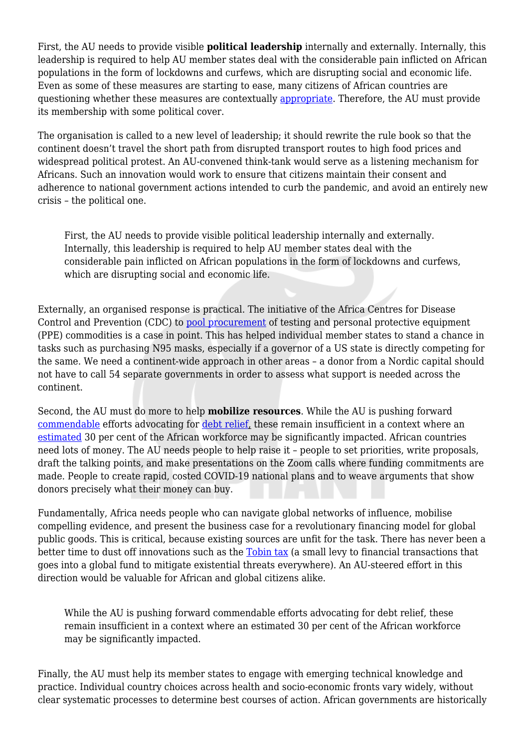First, the AU needs to provide visible **political leadership** internally and externally. Internally, this leadership is required to help AU member states deal with the considerable pain inflicted on African populations in the form of lockdowns and curfews, which are disrupting social and economic life. Even as some of these measures are starting to ease, many citizens of African countries are questioning whether these measures are contextually appropriate. Therefore, the AU must provide its membership with some political cover.

The organisation is called to a new level of leadership; it should rewrite the rule book so that the continent doesn't travel the short path from disrupted transport routes to high food prices and widespread political protest. An AU-convened think-tank would serve as a listening mechanism for Africans. Such an innovation would work to ensure that citizens maintain their consent and adherence to national government actions intended to curb the pandemic, and avoid an entirely new crisis – the political one.

> First, the AU needs to provide visible political leadership internally and externally. Internally, this leadership is required to help AU member states deal with the considerable pain inflicted on African populations in the form of lockdowns and curfews, which are disrupting social and economic life.

Externally, an organised response is practical. The initiative of the Africa Centres for Disease Control and Prevention (CDC) to pool procurement of testing and personal protective equipment (PPE) commodities is a case in point. This has helped individual member states to stand a chance in tasks such as purchasing N95 masks, especially if a governor of a US state is directly competing for the same. We need a continent-wide approach in other areas – a donor from a Nordic capital should not have to call 54 separate governments in order to assess what support is needed across the continent.

Second, the AU must do more to help **mobilize resources**. While the AU is pushing forward commendable efforts advocating for debt relief, these remain insufficient in a context where an estimated 30 per cent of the African workforce may be significantly impacted. African countries need lots of money. The AU needs people to help raise it – people to set priorities, write proposals, draft the talking points, and make presentations on the Zoom calls where funding commitments are made. People to create rapid, costed COVID-19 national plans and to weave arguments that show donors precisely what their money can buy.

Fundamentally, Africa needs people who can navigate global networks of influence, mobilise compelling evidence, and present the business case for a revolutionary financing model for global public goods. This is critical, because existing sources are unfit for the task. There has never been a better time to dust off innovations such as the Tobin tax (a small levy to financial transactions that goes into a global fund to mitigate existential threats everywhere). An AU-steered effort in this direction would be valuable for African and global citizens alike.

> While the AU is pushing forward commendable efforts advocating for debt relief, these remain insufficient in a context where an estimated 30 per cent of the African workforce may be significantly impacted.

Finally, the AU must help its member states to engage with emerging technical knowledge and practice. Individual country choices across health and socio-economic fronts vary widely, without clear systematic processes to determine best courses of action. African governments are historically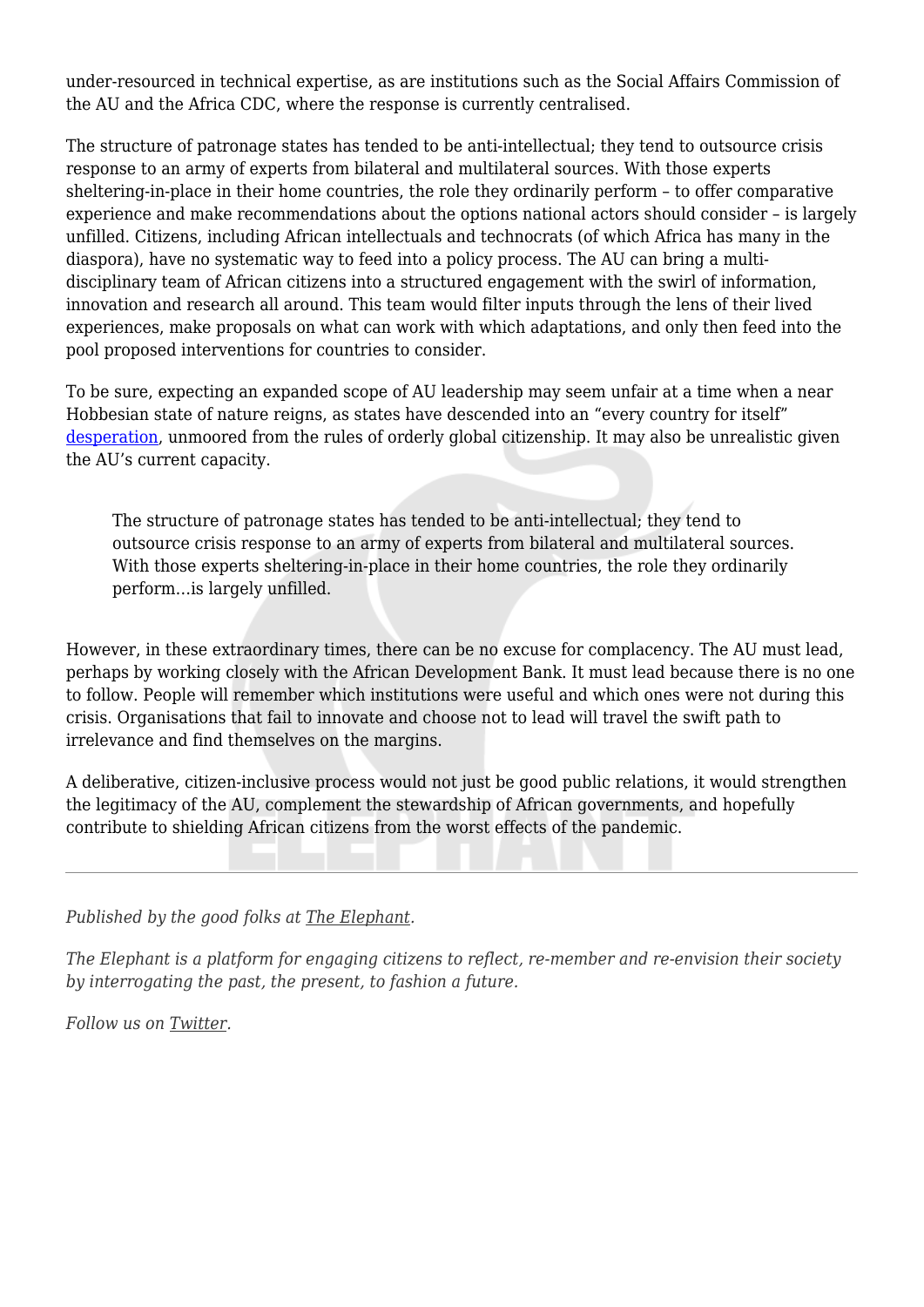under-resourced in technical expertise, as are institutions such as the Social Affairs Commission of the AU and the Africa CDC, where the response is currently centralised.

The structure of patronage states has tended to be anti-intellectual; they tend to outsource crisis response to an army of experts from bilateral and multilateral sources. With those experts sheltering-in-place in their home countries, the role they ordinarily perform – to offer comparative experience and make recommendations about the options national actors should consider – is largely unfilled. Citizens, including African intellectuals and technocrats (of which Africa has many in the diaspora), have no systematic way to feed into a policy process. The AU can bring a multi-disciplinary team of African citizens into a structured engagement with the swirl of information, innovation and research all around. This team would filter inputs through the lens of their lived experiences, make proposals on what can work with which adaptations, and only then feed into the pool proposed interventions for countries to consider.

To be sure, expecting an expanded scope of AU leadership may seem unfair at a time when a near Hobbesian state of nature reigns, as states have descended into an "every country for itself" [desperation](), unmoored from the rules of orderly global citizenship. It may also be unrealistic given the AU's current capacity.

> The structure of patronage states has tended to be anti-intellectual; they tend to outsource crisis response to an army of experts from bilateral and multilateral sources. With those experts sheltering-in-place in their home countries, the role they ordinarily perform…is largely unfilled.

However, in these extraordinary times, there can be no excuse for complacency. The AU must lead, perhaps by working closely with the African Development Bank. It must lead because there is no one to follow. People will remember which institutions were useful and which ones were not during this crisis. Organisations that fail to innovate and choose not to lead will travel the swift path to irrelevance and find themselves on the margins.

A deliberative, citizen-inclusive process would not just be good public relations, it would strengthen the legitimacy of the AU, complement the stewardship of African governments, and hopefully contribute to shielding African citizens from the worst effects of the pandemic.

---

*Published by the good folks at [The Elephant]().*

*The Elephant is a platform for engaging citizens to reflect, re-member and re-envision their society by interrogating the past, the present, to fashion a future.*

*Follow us on [Twitter]().*